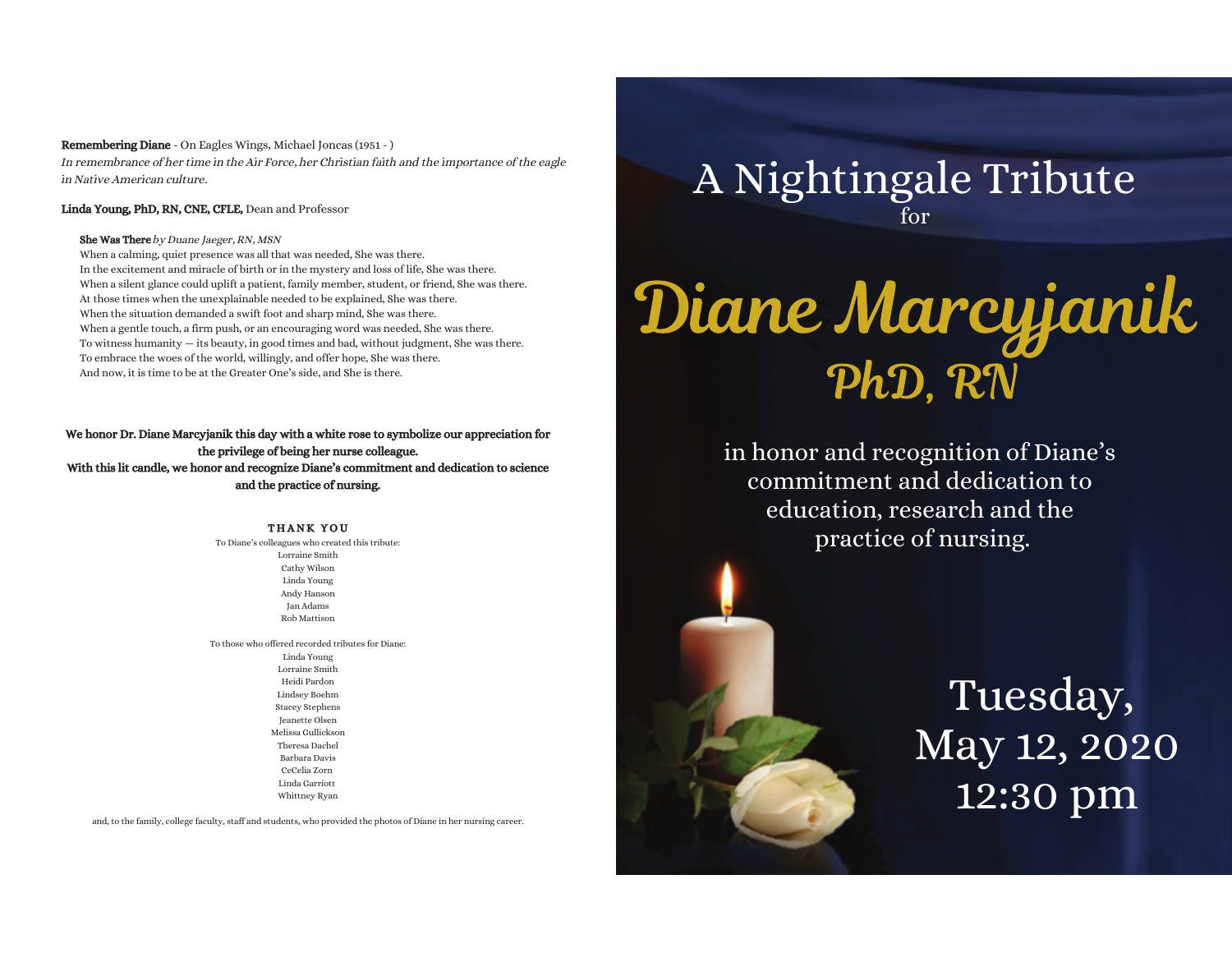**Remembering Diane** - On Eagles Wings, Michael Joncas (1951 - )
*In remembrance of her time in the Air Force, her Christian faith and the importance of the eagle in Native American culture.*

**Linda Young, PhD, RN, CNE, CFLE,** Dean and Professor

**She Was There** *by Duane Jaeger, RN, MSN*
When a calming, quiet presence was all that was needed, She was there.
In the excitement and miracle of birth or in the mystery and loss of life, She was there.
When a silent glance could uplift a patient, family member, student, or friend, She was there.
At those times when the unexplainable needed to be explained, She was there.
When the situation demanded a swift foot and sharp mind, She was there.
When a gentle touch, a firm push, or an encouraging word was needed, She was there.
To witness humanity — its beauty, in good times and bad, without judgment, She was there.
To embrace the woes of the world, willingly, and offer hope, She was there.
And now, it is time to be at the Greater One's side, and She is there.

**We honor Dr. Diane Marcyjanik this day with a white rose to symbolize our appreciation for the privilege of being her nurse colleague.**
**With this lit candle, we honor and recognize Diane's commitment and dedication to science and the practice of nursing.**

**THANK YOU**

To Diane's colleagues who created this tribute:
Lorraine Smith
Cathy Wilson
Linda Young
Andy Hanson
Jan Adams
Rob Mattison

To those who offered recorded tributes for Diane:
Linda Young
Lorraine Smith
Heidi Pardon
Lindsey Boehm
Stacey Stephens
Jeanette Olsen
Melissa Gullickson
Theresa Dachel
Barbara Davis
CeCelia Zorn
Linda Garriott
Whittney Ryan

and, to the family, college faculty, staff and students, who provided the photos of Diane in her nursing career.

# A Nightingale Tribute
for

# Diane Marcyjanik
## PhD, RN

in honor and recognition of Diane's commitment and dedication to education, research and the practice of nursing.

Tuesday,
May 12, 2020
12:30 pm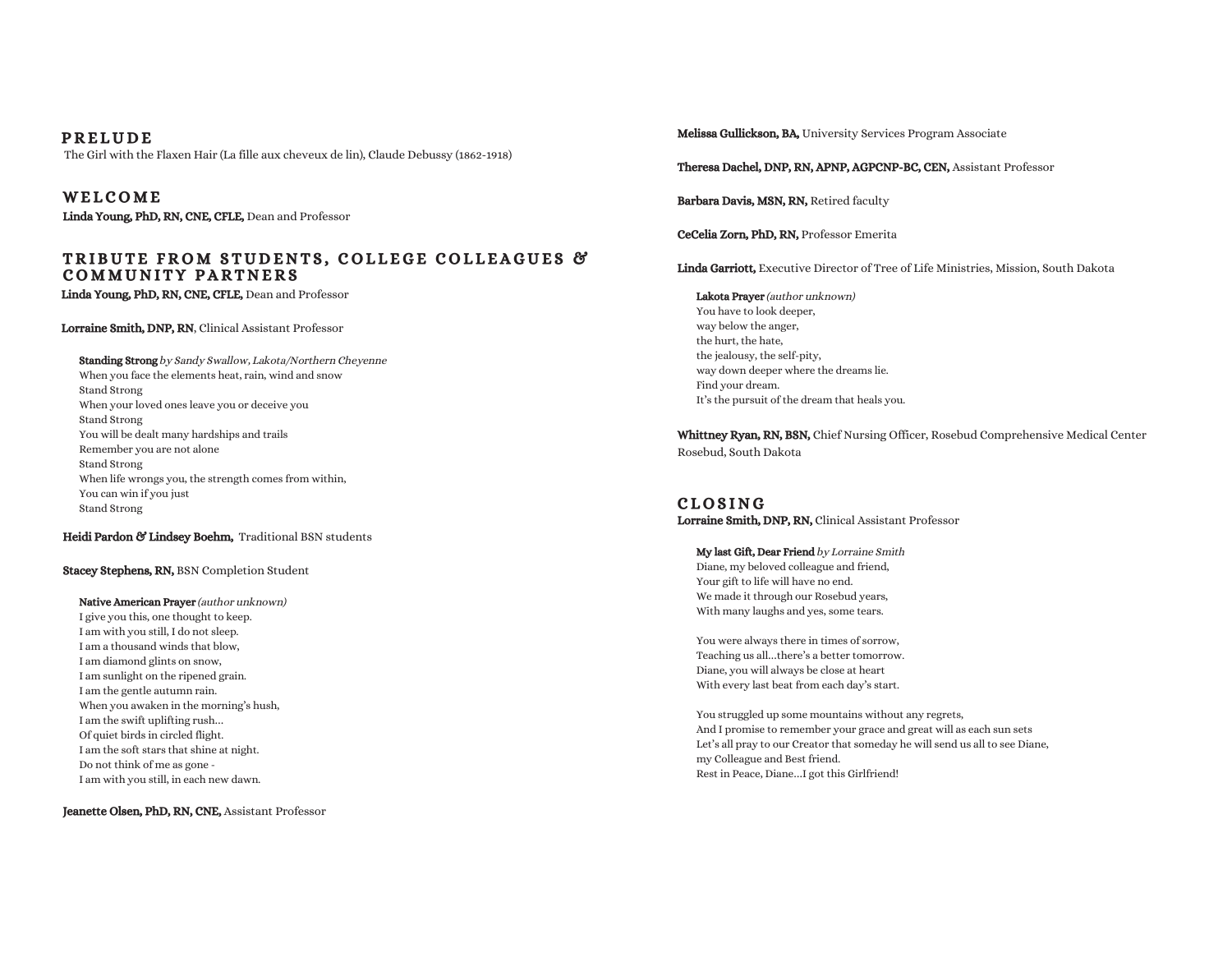## PRELUDE

The Girl with the Flaxen Hair (La fille aux cheveux de lin), Claude Debussy (1862-1918)

## WELCOME

**Linda Young, PhD, RN, CNE, CFLE,** Dean and Professor

## TRIBUTE FROM STUDENTS, COLLEGE COLLEAGUES & COMMUNITY PARTNERS

**Linda Young, PhD, RN, CNE, CFLE,** Dean and Professor

**Lorraine Smith, DNP, RN**, Clinical Assistant Professor

> **Standing Strong** *by Sandy Swallow, Lakota/Northern Cheyenne*
> When you face the elements heat, rain, wind and snow
> Stand Strong
> When your loved ones leave you or deceive you
> Stand Strong
> You will be dealt many hardships and trails
> Remember you are not alone
> Stand Strong
> When life wrongs you, the strength comes from within,
> You can win if you just
> Stand Strong

**Heidi Pardon & Lindsey Boehm,** Traditional BSN students

**Stacey Stephens, RN,** BSN Completion Student

> **Native American Prayer** *(author unknown)*
> I give you this, one thought to keep.
> I am with you still, I do not sleep.
> I am a thousand winds that blow,
> I am diamond glints on snow,
> I am sunlight on the ripened grain.
> I am the gentle autumn rain.
> When you awaken in the morning's hush,
> I am the swift uplifting rush...
> Of quiet birds in circled flight.
> I am the soft stars that shine at night.
> Do not think of me as gone -
> I am with you still, in each new dawn.

**Jeanette Olsen, PhD, RN, CNE,** Assistant Professor

**Melissa Gullickson, BA,** University Services Program Associate

**Theresa Dachel, DNP, RN, APNP, AGPCNP-BC, CEN,** Assistant Professor

**Barbara Davis, MSN, RN,** Retired faculty

**CeCelia Zorn, PhD, RN,** Professor Emerita

**Linda Garriott,** Executive Director of Tree of Life Ministries, Mission, South Dakota

> **Lakota Prayer** *(author unknown)*
> You have to look deeper,
> way below the anger,
> the hurt, the hate,
> the jealousy, the self-pity,
> way down deeper where the dreams lie.
> Find your dream.
> It's the pursuit of the dream that heals you.

**Whittney Ryan, RN, BSN,** Chief Nursing Officer, Rosebud Comprehensive Medical Center Rosebud, South Dakota

## CLOSING

**Lorraine Smith, DNP, RN,** Clinical Assistant Professor

> **My last Gift, Dear Friend** *by Lorraine Smith*
> Diane, my beloved colleague and friend,
> Your gift to life will have no end.
> We made it through our Rosebud years,
> With many laughs and yes, some tears.
>
> You were always there in times of sorrow,
> Teaching us all...there's a better tomorrow.
> Diane, you will always be close at heart
> With every last beat from each day's start.
>
> You struggled up some mountains without any regrets,
> And I promise to remember your grace and great will as each sun sets
> Let's all pray to our Creator that someday he will send us all to see Diane,
> my Colleague and Best friend.
> Rest in Peace, Diane...I got this Girlfriend!